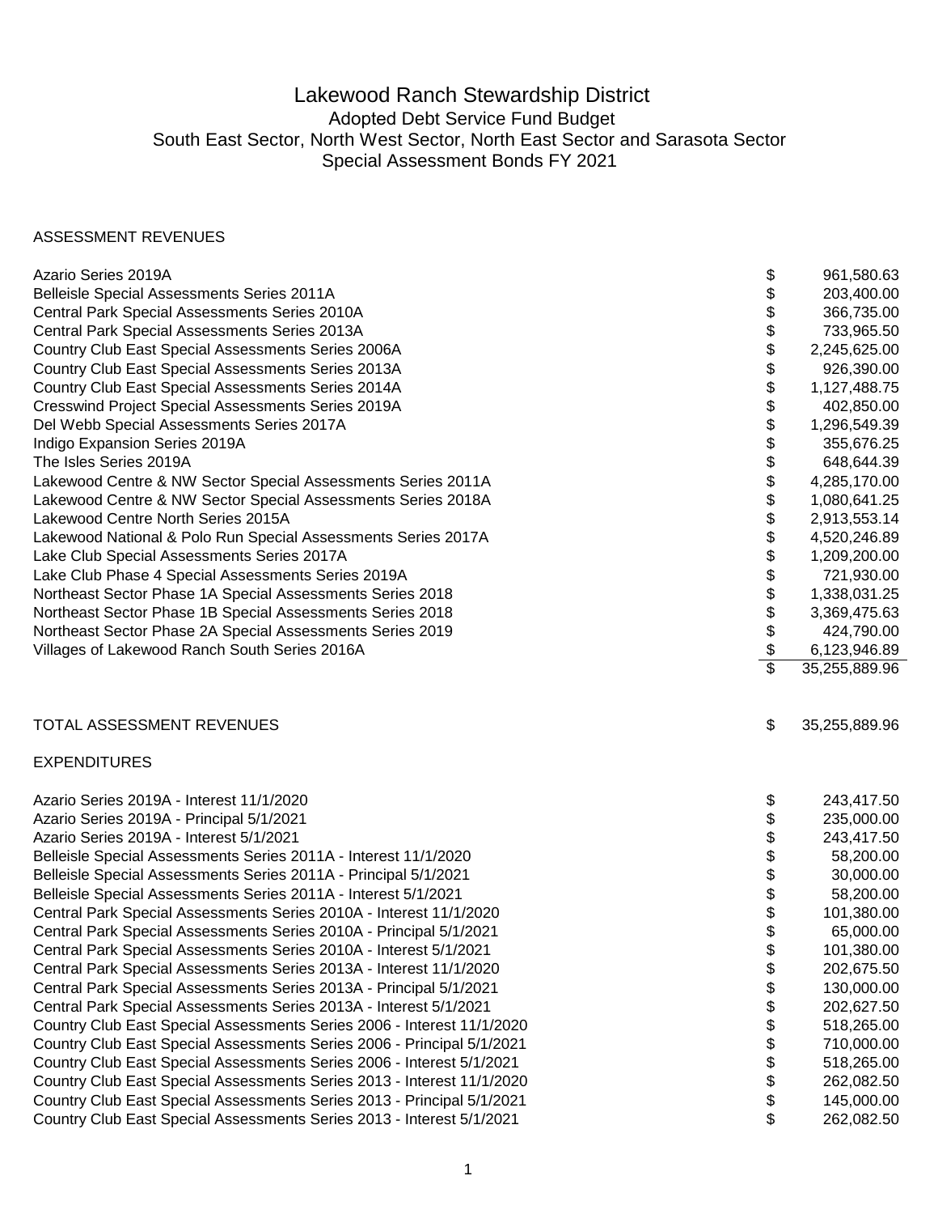# Lakewood Ranch Stewardship District

## Adopted Debt Service Fund Budget

## South East Sector, North West Sector, North East Sector and Sarasota Sector

## Special Assessment Bonds FY 2021

ASSESSMENT REVENUES

| | | |
|---|---|---|
| Azario Series 2019A | $ | 961,580.63 |
| Belleisle Special Assessments Series 2011A | $ | 203,400.00 |
| Central Park Special Assessments Series 2010A | $ | 366,735.00 |
| Central Park Special Assessments Series 2013A | $ | 733,965.50 |
| Country Club East Special Assessments Series 2006A | $ | 2,245,625.00 |
| Country Club East Special Assessments Series 2013A | $ | 926,390.00 |
| Country Club East Special Assessments Series 2014A | $ | 1,127,488.75 |
| Cresswind Project Special Assessments Series 2019A | $ | 402,850.00 |
| Del Webb Special Assessments Series 2017A | $ | 1,296,549.39 |
| Indigo Expansion Series 2019A | $ | 355,676.25 |
| The Isles Series 2019A | $ | 648,644.39 |
| Lakewood Centre & NW Sector Special Assessments Series 2011A | $ | 4,285,170.00 |
| Lakewood Centre & NW Sector Special Assessments Series 2018A | $ | 1,080,641.25 |
| Lakewood Centre North Series 2015A | $ | 2,913,553.14 |
| Lakewood National & Polo Run Special Assessments Series 2017A | $ | 4,520,246.89 |
| Lake Club Special Assessments Series 2017A | $ | 1,209,200.00 |
| Lake Club Phase 4 Special Assessments Series 2019A | $ | 721,930.00 |
| Northeast Sector Phase 1A Special Assessments Series 2018 | $ | 1,338,031.25 |
| Northeast Sector Phase 1B Special Assessments Series 2018 | $ | 3,369,475.63 |
| Northeast Sector Phase 2A Special Assessments Series 2019 | $ | 424,790.00 |
| Villages of Lakewood Ranch South Series 2016A | $ | 6,123,946.89 |
| | $ | 35,255,889.96 |
| | | |
| TOTAL ASSESSMENT REVENUES | $ | 35,255,889.96 |

EXPENDITURES

| | | |
|---|---|---|
| Azario Series 2019A - Interest 11/1/2020 | $ | 243,417.50 |
| Azario Series 2019A - Principal 5/1/2021 | $ | 235,000.00 |
| Azario Series 2019A - Interest 5/1/2021 | $ | 243,417.50 |
| Belleisle Special Assessments Series 2011A - Interest 11/1/2020 | $ | 58,200.00 |
| Belleisle Special Assessments Series 2011A - Principal 5/1/2021 | $ | 30,000.00 |
| Belleisle Special Assessments Series 2011A - Interest 5/1/2021 | $ | 58,200.00 |
| Central Park Special Assessments Series 2010A - Interest 11/1/2020 | $ | 101,380.00 |
| Central Park Special Assessments Series 2010A - Principal 5/1/2021 | $ | 65,000.00 |
| Central Park Special Assessments Series 2010A - Interest 5/1/2021 | $ | 101,380.00 |
| Central Park Special Assessments Series 2013A - Interest 11/1/2020 | $ | 202,675.50 |
| Central Park Special Assessments Series 2013A - Principal 5/1/2021 | $ | 130,000.00 |
| Central Park Special Assessments Series 2013A - Interest 5/1/2021 | $ | 202,627.50 |
| Country Club East Special Assessments Series 2006 - Interest 11/1/2020 | $ | 518,265.00 |
| Country Club East Special Assessments Series 2006 - Principal 5/1/2021 | $ | 710,000.00 |
| Country Club East Special Assessments Series 2006 - Interest 5/1/2021 | $ | 518,265.00 |
| Country Club East Special Assessments Series 2013 - Interest 11/1/2020 | $ | 262,082.50 |
| Country Club East Special Assessments Series 2013 - Principal 5/1/2021 | $ | 145,000.00 |
| Country Club East Special Assessments Series 2013 - Interest 5/1/2021 | $ | 262,082.50 |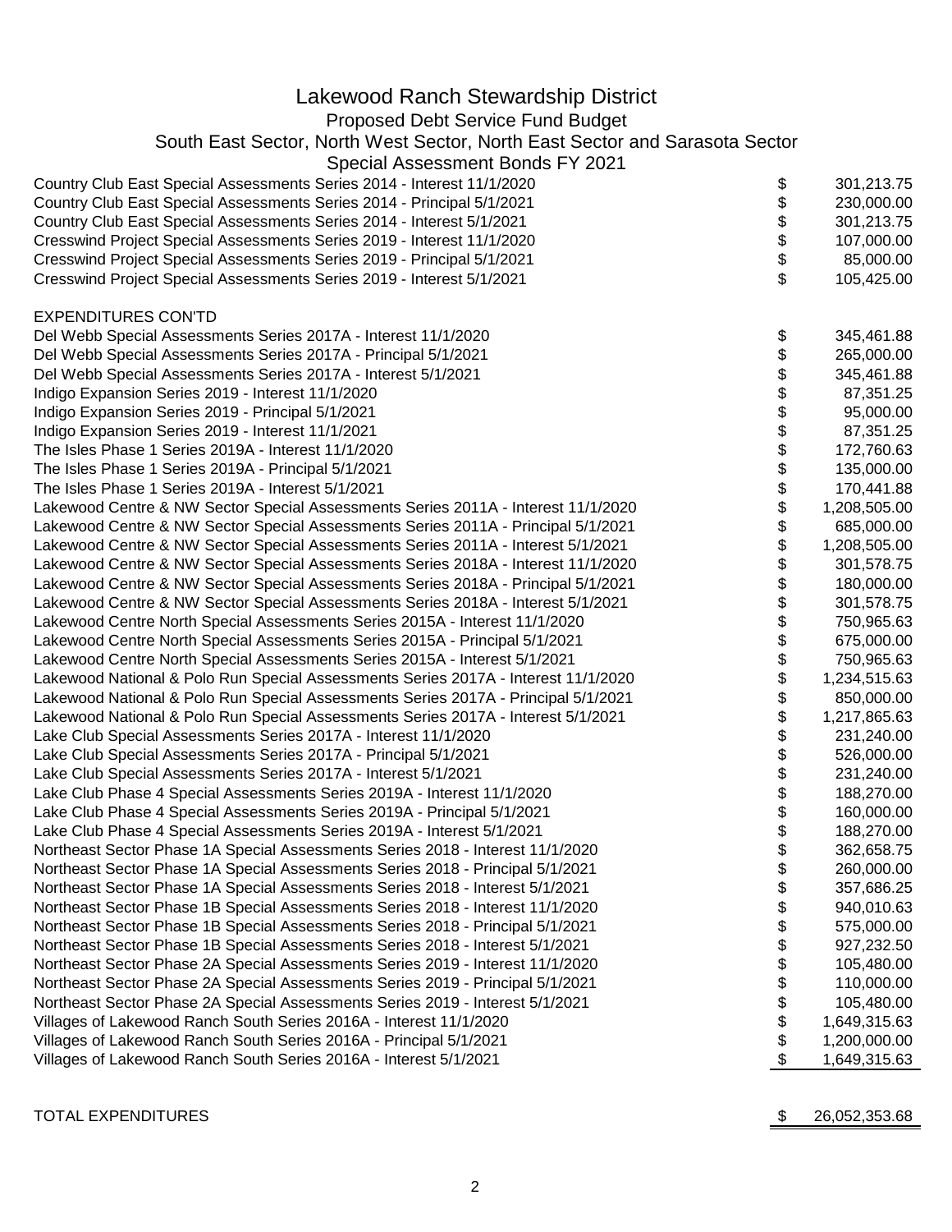# Lakewood Ranch Stewardship District

## Proposed Debt Service Fund Budget

## South East Sector, North West Sector, North East Sector and Sarasota Sector

## Special Assessment Bonds FY 2021

| | | |
|---|---|---|
| Country Club East Special Assessments Series 2014 - Interest 11/1/2020 | $ | 301,213.75 |
| Country Club East Special Assessments Series 2014 - Principal 5/1/2021 | $ | 230,000.00 |
| Country Club East Special Assessments Series 2014 - Interest 5/1/2021 | $ | 301,213.75 |
| Cresswind Project Special Assessments Series 2019 - Interest 11/1/2020 | $ | 107,000.00 |
| Cresswind Project Special Assessments Series 2019 - Principal 5/1/2021 | $ | 85,000.00 |
| Cresswind Project Special Assessments Series 2019 - Interest 5/1/2021 | $ | 105,425.00 |
| | | |
| EXPENDITURES CON'TD | | |
| Del Webb Special Assessments Series 2017A - Interest 11/1/2020 | $ | 345,461.88 |
| Del Webb Special Assessments Series 2017A - Principal 5/1/2021 | $ | 265,000.00 |
| Del Webb Special Assessments Series 2017A - Interest 5/1/2021 | $ | 345,461.88 |
| Indigo Expansion Series 2019 - Interest 11/1/2020 | $ | 87,351.25 |
| Indigo Expansion Series 2019 - Principal 5/1/2021 | $ | 95,000.00 |
| Indigo Expansion Series 2019 - Interest 11/1/2021 | $ | 87,351.25 |
| The Isles Phase 1 Series 2019A - Interest 11/1/2020 | $ | 172,760.63 |
| The Isles Phase 1 Series 2019A - Principal 5/1/2021 | $ | 135,000.00 |
| The Isles Phase 1 Series 2019A - Interest 5/1/2021 | $ | 170,441.88 |
| Lakewood Centre & NW Sector Special Assessments Series 2011A - Interest 11/1/2020 | $ | 1,208,505.00 |
| Lakewood Centre & NW Sector Special Assessments Series 2011A - Principal 5/1/2021 | $ | 685,000.00 |
| Lakewood Centre & NW Sector Special Assessments Series 2011A - Interest 5/1/2021 | $ | 1,208,505.00 |
| Lakewood Centre & NW Sector Special Assessments Series 2018A - Interest 11/1/2020 | $ | 301,578.75 |
| Lakewood Centre & NW Sector Special Assessments Series 2018A - Principal 5/1/2021 | $ | 180,000.00 |
| Lakewood Centre & NW Sector Special Assessments Series 2018A - Interest 5/1/2021 | $ | 301,578.75 |
| Lakewood Centre North Special Assessments Series 2015A - Interest 11/1/2020 | $ | 750,965.63 |
| Lakewood Centre North Special Assessments Series 2015A - Principal 5/1/2021 | $ | 675,000.00 |
| Lakewood Centre North Special Assessments Series 2015A - Interest 5/1/2021 | $ | 750,965.63 |
| Lakewood National & Polo Run Special Assessments Series 2017A - Interest 11/1/2020 | $ | 1,234,515.63 |
| Lakewood National & Polo Run Special Assessments Series 2017A - Principal 5/1/2021 | $ | 850,000.00 |
| Lakewood National & Polo Run Special Assessments Series 2017A - Interest 5/1/2021 | $ | 1,217,865.63 |
| Lake Club Special Assessments Series 2017A - Interest 11/1/2020 | $ | 231,240.00 |
| Lake Club Special Assessments Series 2017A - Principal 5/1/2021 | $ | 526,000.00 |
| Lake Club Special Assessments Series 2017A - Interest 5/1/2021 | $ | 231,240.00 |
| Lake Club Phase 4 Special Assessments Series 2019A - Interest 11/1/2020 | $ | 188,270.00 |
| Lake Club Phase 4 Special Assessments Series 2019A - Principal 5/1/2021 | $ | 160,000.00 |
| Lake Club Phase 4 Special Assessments Series 2019A - Interest 5/1/2021 | $ | 188,270.00 |
| Northeast Sector Phase 1A Special Assessments Series 2018 - Interest 11/1/2020 | $ | 362,658.75 |
| Northeast Sector Phase 1A Special Assessments Series 2018 - Principal 5/1/2021 | $ | 260,000.00 |
| Northeast Sector Phase 1A Special Assessments Series 2018 - Interest 5/1/2021 | $ | 357,686.25 |
| Northeast Sector Phase 1B Special Assessments Series 2018 - Interest 11/1/2020 | $ | 940,010.63 |
| Northeast Sector Phase 1B Special Assessments Series 2018 - Principal 5/1/2021 | $ | 575,000.00 |
| Northeast Sector Phase 1B Special Assessments Series 2018 - Interest 5/1/2021 | $ | 927,232.50 |
| Northeast Sector Phase 2A Special Assessments Series 2019 - Interest 11/1/2020 | $ | 105,480.00 |
| Northeast Sector Phase 2A Special Assessments Series 2019 - Principal 5/1/2021 | $ | 110,000.00 |
| Northeast Sector Phase 2A Special Assessments Series 2019 - Interest 5/1/2021 | $ | 105,480.00 |
| Villages of Lakewood Ranch South Series 2016A - Interest 11/1/2020 | $ | 1,649,315.63 |
| Villages of Lakewood Ranch South Series 2016A - Principal 5/1/2021 | $ | 1,200,000.00 |
| Villages of Lakewood Ranch South Series 2016A - Interest 5/1/2021 | $ | 1,649,315.63 |
| | | |
| TOTAL EXPENDITURES | $ | 26,052,353.68 |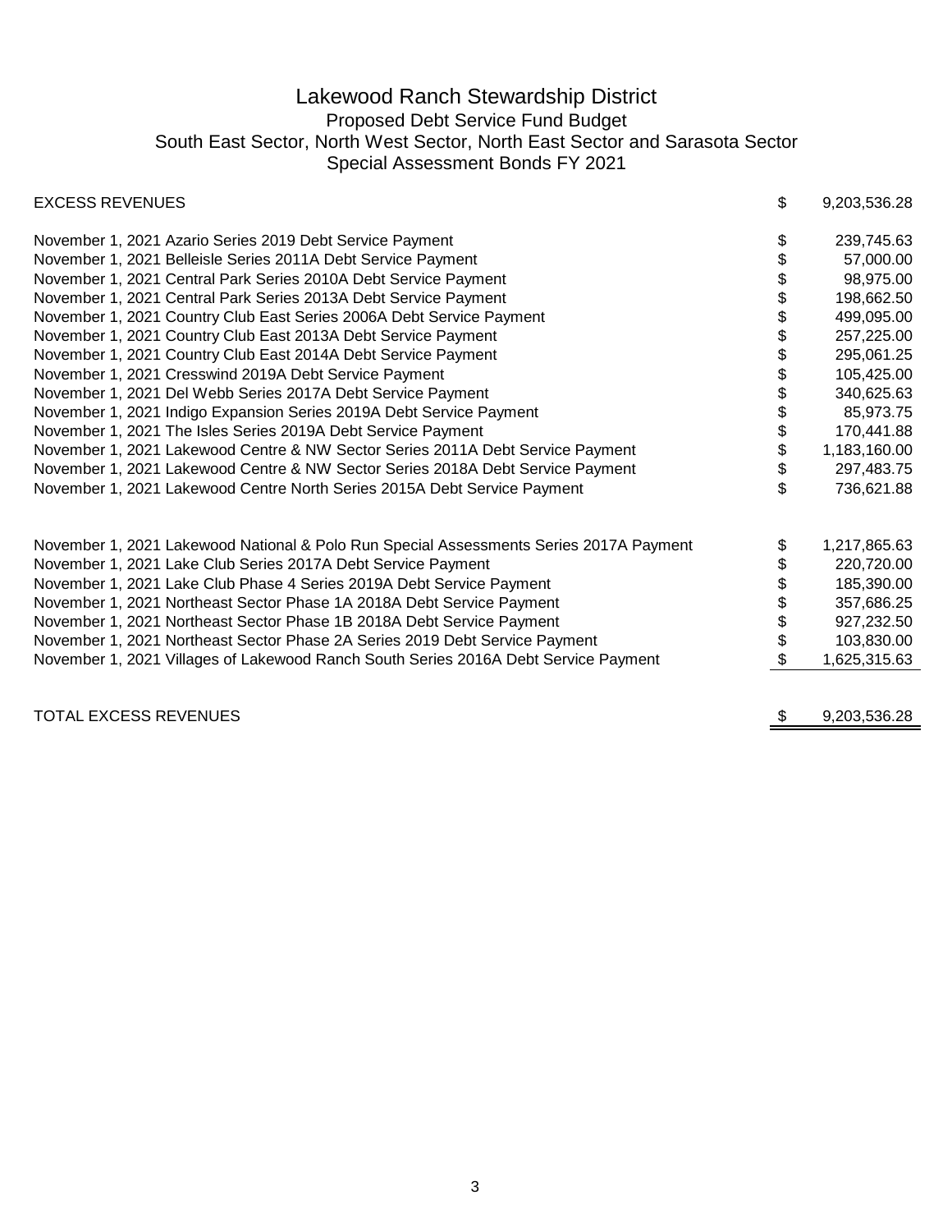# Lakewood Ranch Stewardship District

## Proposed Debt Service Fund Budget

## South East Sector, North West Sector, North East Sector and Sarasota Sector

## Special Assessment Bonds FY 2021

| | | |
|---|---|---|
| EXCESS REVENUES | $ | 9,203,536.28 |
| | | |
| November 1, 2021 Azario Series 2019 Debt Service Payment | $ | 239,745.63 |
| November 1, 2021 Belleisle Series 2011A Debt Service Payment | $ | 57,000.00 |
| November 1, 2021 Central Park Series 2010A Debt Service Payment | $ | 98,975.00 |
| November 1, 2021 Central Park Series 2013A Debt Service Payment | $ | 198,662.50 |
| November 1, 2021 Country Club East Series 2006A Debt Service Payment | $ | 499,095.00 |
| November 1, 2021 Country Club East 2013A Debt Service Payment | $ | 257,225.00 |
| November 1, 2021 Country Club East 2014A Debt Service Payment | $ | 295,061.25 |
| November 1, 2021 Cresswind 2019A Debt Service Payment | $ | 105,425.00 |
| November 1, 2021 Del Webb Series 2017A Debt Service Payment | $ | 340,625.63 |
| November 1, 2021 Indigo Expansion Series 2019A Debt Service Payment | $ | 85,973.75 |
| November 1, 2021 The Isles Series 2019A Debt Service Payment | $ | 170,441.88 |
| November 1, 2021 Lakewood Centre & NW Sector Series 2011A Debt Service Payment | $ | 1,183,160.00 |
| November 1, 2021 Lakewood Centre & NW Sector Series 2018A Debt Service Payment | $ | 297,483.75 |
| November 1, 2021 Lakewood Centre North Series 2015A Debt Service Payment | $ | 736,621.88 |
| | | |
| November 1, 2021 Lakewood National & Polo Run Special Assessments Series 2017A Payment | $ | 1,217,865.63 |
| November 1, 2021 Lake Club Series 2017A Debt Service Payment | $ | 220,720.00 |
| November 1, 2021 Lake Club Phase 4 Series 2019A Debt Service Payment | $ | 185,390.00 |
| November 1, 2021 Northeast Sector Phase 1A 2018A Debt Service Payment | $ | 357,686.25 |
| November 1, 2021 Northeast Sector Phase 1B 2018A Debt Service Payment | $ | 927,232.50 |
| November 1, 2021 Northeast Sector Phase 2A Series 2019 Debt Service Payment | $ | 103,830.00 |
| November 1, 2021 Villages of Lakewood Ranch South Series 2016A Debt Service Payment | $ | 1,625,315.63 |
| | | |
| TOTAL EXCESS REVENUES | $ | 9,203,536.28 |